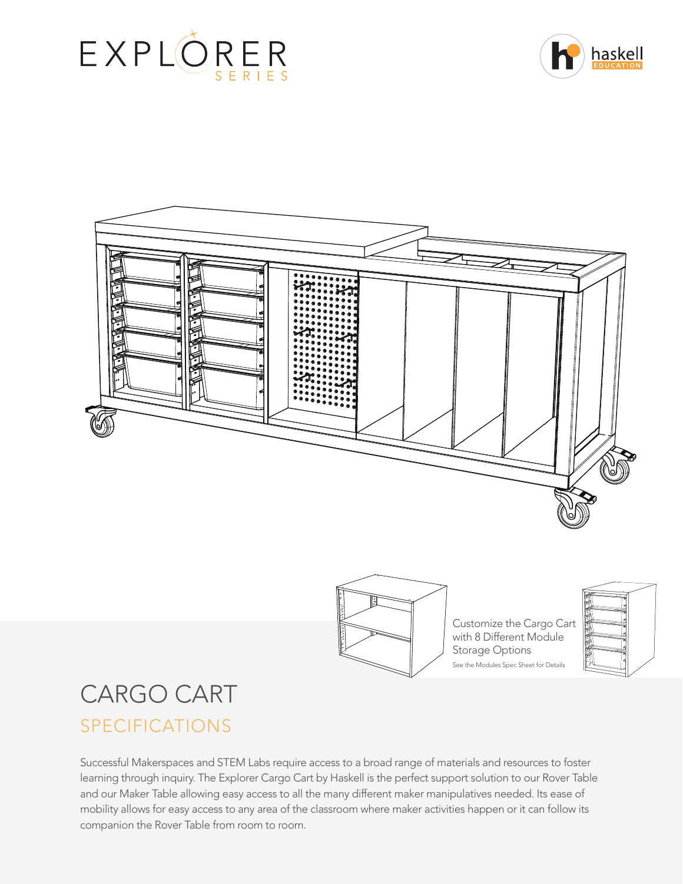# EXPLORER SERIES

haskell EDUCATION

Customize the Cargo Cart with 8 Different Module Storage Options

See the Modules Spec Sheet for Details

# CARGO CART

## SPECIFICATIONS

Successful Makerspaces and STEM Labs require access to a broad range of materials and resources to foster learning through inquiry. The Explorer Cargo Cart by Haskell is the perfect support solution to our Rover Table and our Maker Table allowing easy access to all the many different maker manipulatives needed. Its ease of mobility allows for easy access to any area of the classroom where maker activities happen or it can follow its companion the Rover Table from room to room.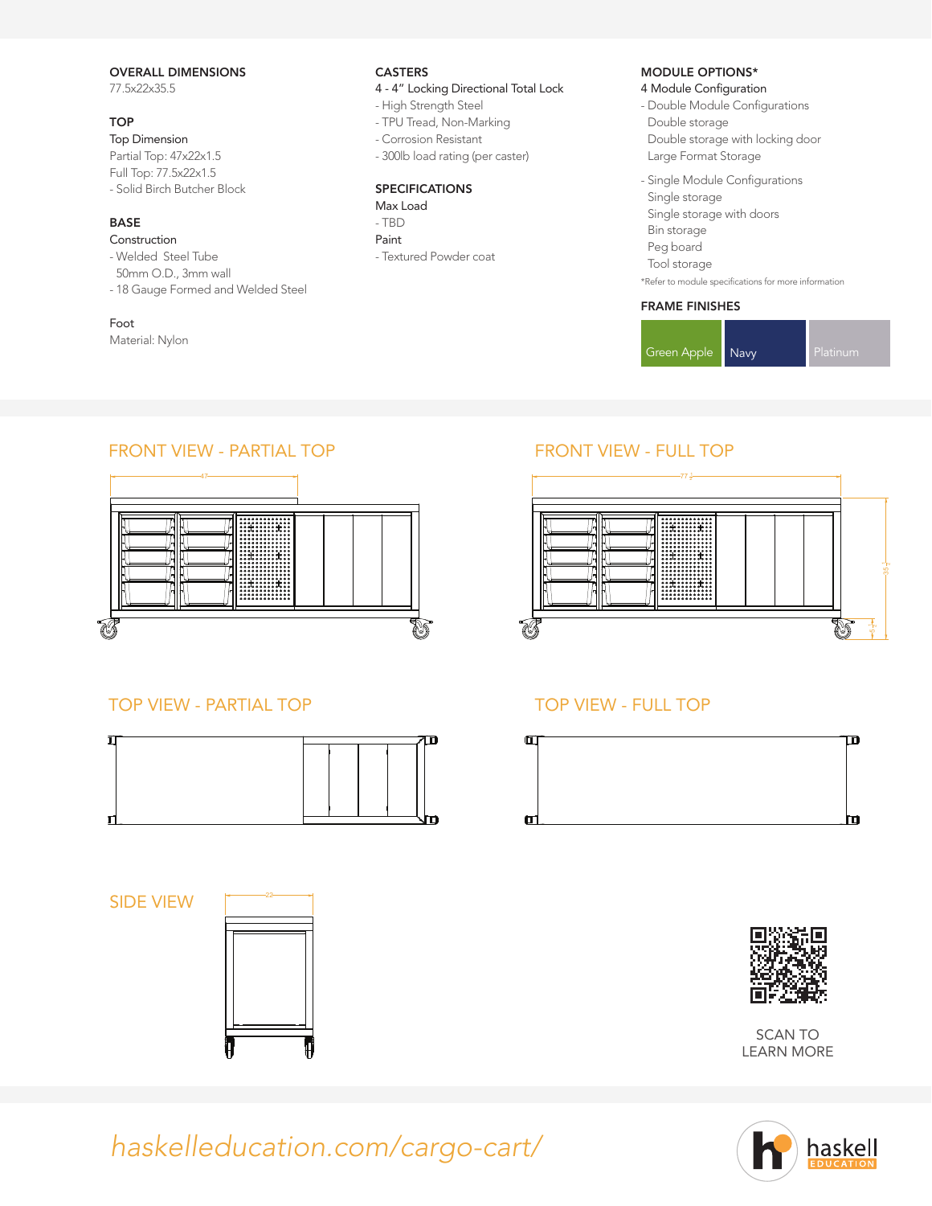### OVERALL DIMENSIONS
77.5x22x35.5

### TOP
Top Dimension
Partial Top: 47x22x1.5
Full Top: 77.5x22x1.5
- Solid Birch Butcher Block

### BASE
Construction
- Welded Steel Tube
  50mm O.D., 3mm wall
- 18 Gauge Formed and Welded Steel

Foot
Material: Nylon

### CASTERS
4 - 4" Locking Directional Total Lock
- High Strength Steel
- TPU Tread, Non-Marking
- Corrosion Resistant
- 300lb load rating (per caster)

### SPECIFICATIONS
Max Load
- TBD

Paint
- Textured Powder coat

### MODULE OPTIONS*
4 Module Configuration
- Double Module Configurations
  - Double storage
  - Double storage with locking door
  - Large Format Storage
- Single Module Configurations
  - Single storage
  - Single storage with doors
  - Bin storage
  - Peg board
  - Tool storage

*Refer to module specifications for more information

### FRAME FINISHES
Green Apple
Navy
Platinum

## FRONT VIEW - PARTIAL TOP

47

## FRONT VIEW - FULL TOP

77.5

35.5

## TOP VIEW - PARTIAL TOP

## TOP VIEW - FULL TOP

## SIDE VIEW

22

SCAN TO LEARN MORE

*haskelleducation.com/cargo-cart/*

haskell EDUCATION